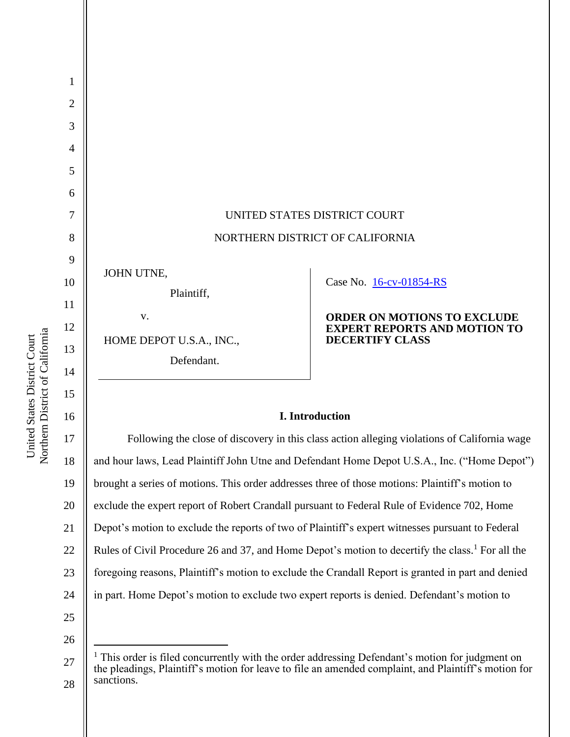UNITED STATES DISTRICT COURT

NORTHERN DISTRICT OF CALIFORNIA

| | |
|---|---|
| JOHN UTNE,<br>Plaintiff,<br>v.<br>HOME DEPOT U.S.A., INC.,<br>Defendant. | Case No. 16-cv-01854-RS<br><br>**ORDER ON MOTIONS TO EXCLUDE EXPERT REPORTS AND MOTION TO DECERTIFY CLASS** |

## I. Introduction

Following the close of discovery in this class action alleging violations of California wage and hour laws, Lead Plaintiff John Utne and Defendant Home Depot U.S.A., Inc. ("Home Depot") brought a series of motions. This order addresses three of those motions: Plaintiff's motion to exclude the expert report of Robert Crandall pursuant to Federal Rule of Evidence 702, Home Depot's motion to exclude the reports of two of Plaintiff's expert witnesses pursuant to Federal Rules of Civil Procedure 26 and 37, and Home Depot's motion to decertify the class.[1] For all the foregoing reasons, Plaintiff's motion to exclude the Crandall Report is granted in part and denied in part. Home Depot's motion to exclude two expert reports is denied. Defendant's motion to

[1] This order is filed concurrently with the order addressing Defendant's motion for judgment on the pleadings, Plaintiff's motion for leave to file an amended complaint, and Plaintiff's motion for sanctions.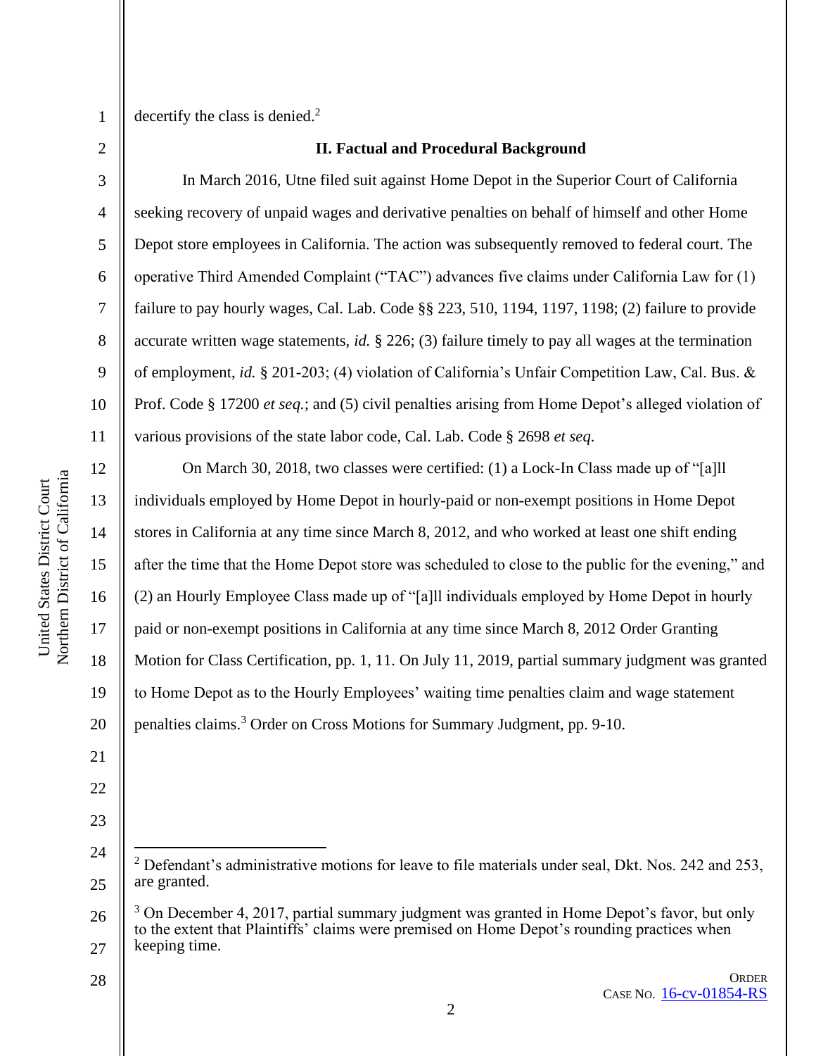decertify the class is denied.[2]

## II. Factual and Procedural Background

In March 2016, Utne filed suit against Home Depot in the Superior Court of California seeking recovery of unpaid wages and derivative penalties on behalf of himself and other Home Depot store employees in California. The action was subsequently removed to federal court. The operative Third Amended Complaint ("TAC") advances five claims under California Law for (1) failure to pay hourly wages, Cal. Lab. Code §§ 223, 510, 1194, 1197, 1198; (2) failure to provide accurate written wage statements, *id.* § 226; (3) failure timely to pay all wages at the termination of employment, *id.* § 201-203; (4) violation of California's Unfair Competition Law, Cal. Bus. & Prof. Code § 17200 *et seq.*; and (5) civil penalties arising from Home Depot's alleged violation of various provisions of the state labor code, Cal. Lab. Code § 2698 *et seq.*

On March 30, 2018, two classes were certified: (1) a Lock-In Class made up of "[a]ll individuals employed by Home Depot in hourly-paid or non-exempt positions in Home Depot stores in California at any time since March 8, 2012, and who worked at least one shift ending after the time that the Home Depot store was scheduled to close to the public for the evening," and (2) an Hourly Employee Class made up of "[a]ll individuals employed by Home Depot in hourly paid or non-exempt positions in California at any time since March 8, 2012 Order Granting Motion for Class Certification, pp. 1, 11. On July 11, 2019, partial summary judgment was granted to Home Depot as to the Hourly Employees' waiting time penalties claim and wage statement penalties claims.[3] Order on Cross Motions for Summary Judgment, pp. 9-10.

---

[2] Defendant's administrative motions for leave to file materials under seal, Dkt. Nos. 242 and 253, are granted.

[3] On December 4, 2017, partial summary judgment was granted in Home Depot's favor, but only to the extent that Plaintiffs' claims were premised on Home Depot's rounding practices when keeping time.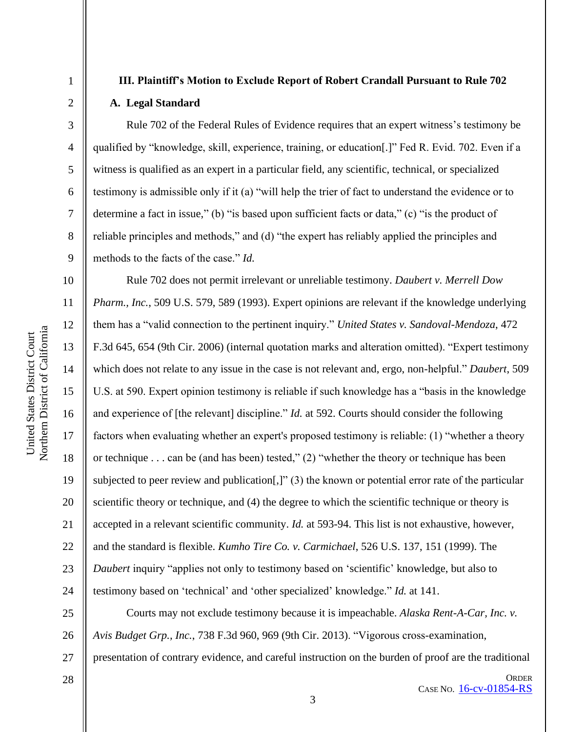### III. Plaintiff's Motion to Exclude Report of Robert Crandall Pursuant to Rule 702

#### A. Legal Standard

Rule 702 of the Federal Rules of Evidence requires that an expert witness's testimony be qualified by "knowledge, skill, experience, training, or education[.]" Fed R. Evid. 702. Even if a witness is qualified as an expert in a particular field, any scientific, technical, or specialized testimony is admissible only if it (a) "will help the trier of fact to understand the evidence or to determine a fact in issue," (b) "is based upon sufficient facts or data," (c) "is the product of reliable principles and methods," and (d) "the expert has reliably applied the principles and methods to the facts of the case." *Id.*

Rule 702 does not permit irrelevant or unreliable testimony. *Daubert v. Merrell Dow Pharm., Inc.*, 509 U.S. 579, 589 (1993). Expert opinions are relevant if the knowledge underlying them has a "valid connection to the pertinent inquiry." *United States v. Sandoval-Mendoza*, 472 F.3d 645, 654 (9th Cir. 2006) (internal quotation marks and alteration omitted). "Expert testimony which does not relate to any issue in the case is not relevant and, ergo, non-helpful." *Daubert*, 509 U.S. at 590. Expert opinion testimony is reliable if such knowledge has a "basis in the knowledge and experience of [the relevant] discipline." *Id.* at 592. Courts should consider the following factors when evaluating whether an expert's proposed testimony is reliable: (1) "whether a theory or technique . . . can be (and has been) tested," (2) "whether the theory or technique has been subjected to peer review and publication[,]" (3) the known or potential error rate of the particular scientific theory or technique, and (4) the degree to which the scientific technique or theory is accepted in a relevant scientific community. *Id.* at 593-94. This list is not exhaustive, however, and the standard is flexible. *Kumho Tire Co. v. Carmichael*, 526 U.S. 137, 151 (1999). The *Daubert* inquiry "applies not only to testimony based on 'scientific' knowledge, but also to testimony based on 'technical' and 'other specialized' knowledge." *Id.* at 141.

Courts may not exclude testimony because it is impeachable. *Alaska Rent-A-Car, Inc. v. Avis Budget Grp., Inc.*, 738 F.3d 960, 969 (9th Cir. 2013). "Vigorous cross-examination, presentation of contrary evidence, and careful instruction on the burden of proof are the traditional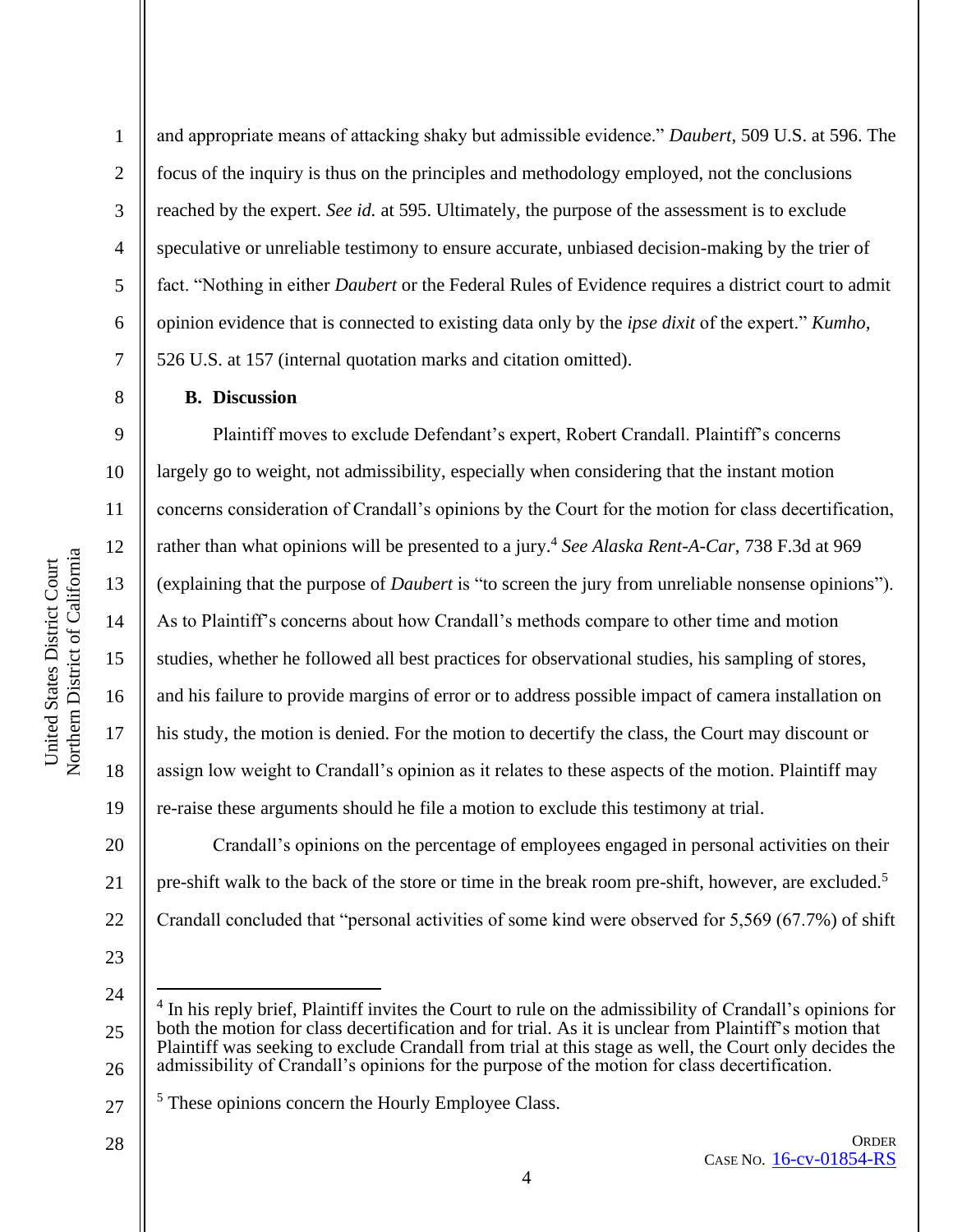and appropriate means of attacking shaky but admissible evidence." *Daubert*, 509 U.S. at 596. The focus of the inquiry is thus on the principles and methodology employed, not the conclusions reached by the expert. *See id.* at 595. Ultimately, the purpose of the assessment is to exclude speculative or unreliable testimony to ensure accurate, unbiased decision-making by the trier of fact. "Nothing in either *Daubert* or the Federal Rules of Evidence requires a district court to admit opinion evidence that is connected to existing data only by the *ipse dixit* of the expert." *Kumho*, 526 U.S. at 157 (internal quotation marks and citation omitted).

**B. Discussion**

Plaintiff moves to exclude Defendant's expert, Robert Crandall. Plaintiff's concerns largely go to weight, not admissibility, especially when considering that the instant motion concerns consideration of Crandall's opinions by the Court for the motion for class decertification, rather than what opinions will be presented to a jury.[4] *See Alaska Rent-A-Car*, 738 F.3d at 969 (explaining that the purpose of *Daubert* is "to screen the jury from unreliable nonsense opinions"). As to Plaintiff's concerns about how Crandall's methods compare to other time and motion studies, whether he followed all best practices for observational studies, his sampling of stores, and his failure to provide margins of error or to address possible impact of camera installation on his study, the motion is denied. For the motion to decertify the class, the Court may discount or assign low weight to Crandall's opinion as it relates to these aspects of the motion. Plaintiff may re-raise these arguments should he file a motion to exclude this testimony at trial.

Crandall's opinions on the percentage of employees engaged in personal activities on their pre-shift walk to the back of the store or time in the break room pre-shift, however, are excluded.[5] Crandall concluded that "personal activities of some kind were observed for 5,569 (67.7%) of shift

---

[4] In his reply brief, Plaintiff invites the Court to rule on the admissibility of Crandall's opinions for both the motion for class decertification and for trial. As it is unclear from Plaintiff's motion that Plaintiff was seeking to exclude Crandall from trial at this stage as well, the Court only decides the admissibility of Crandall's opinions for the purpose of the motion for class decertification.

[5] These opinions concern the Hourly Employee Class.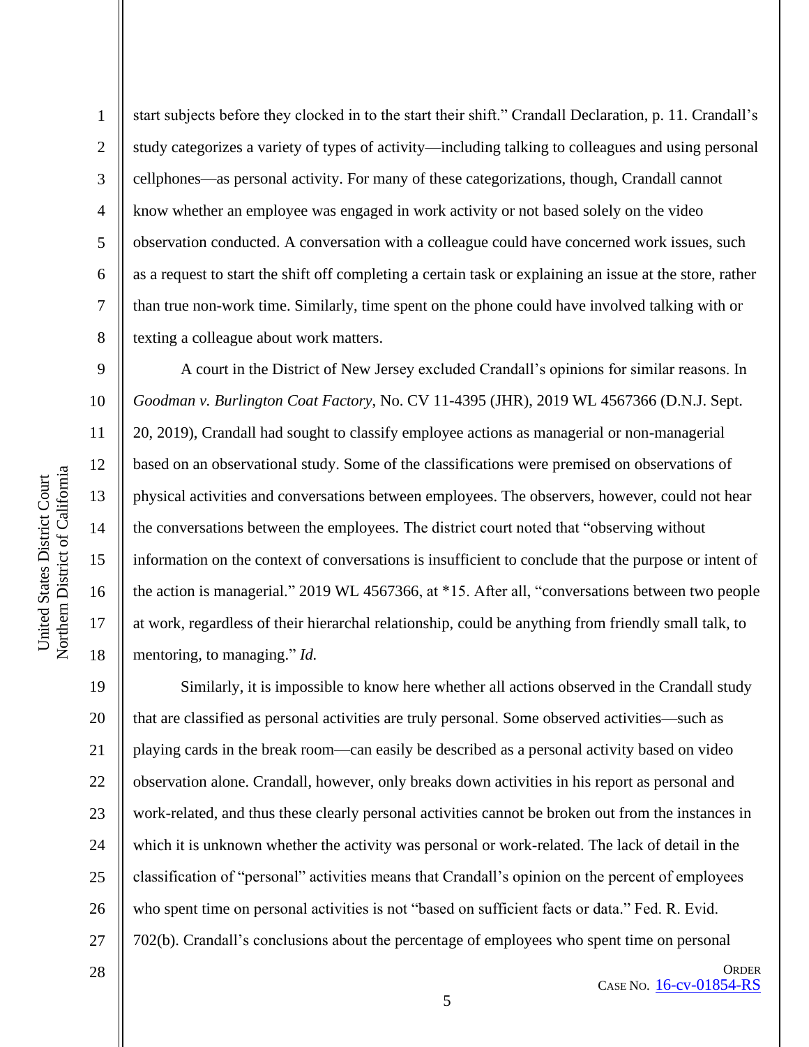start subjects before they clocked in to the start their shift." Crandall Declaration, p. 11. Crandall's study categorizes a variety of types of activity—including talking to colleagues and using personal cellphones—as personal activity. For many of these categorizations, though, Crandall cannot know whether an employee was engaged in work activity or not based solely on the video observation conducted. A conversation with a colleague could have concerned work issues, such as a request to start the shift off completing a certain task or explaining an issue at the store, rather than true non-work time. Similarly, time spent on the phone could have involved talking with or texting a colleague about work matters.

A court in the District of New Jersey excluded Crandall's opinions for similar reasons. In *Goodman v. Burlington Coat Factory*, No. CV 11-4395 (JHR), 2019 WL 4567366 (D.N.J. Sept. 20, 2019), Crandall had sought to classify employee actions as managerial or non-managerial based on an observational study. Some of the classifications were premised on observations of physical activities and conversations between employees. The observers, however, could not hear the conversations between the employees. The district court noted that "observing without information on the context of conversations is insufficient to conclude that the purpose or intent of the action is managerial." 2019 WL 4567366, at *15. After all, "conversations between two people at work, regardless of their hierarchal relationship, could be anything from friendly small talk, to mentoring, to managing." *Id.*

Similarly, it is impossible to know here whether all actions observed in the Crandall study that are classified as personal activities are truly personal. Some observed activities—such as playing cards in the break room—can easily be described as a personal activity based on video observation alone. Crandall, however, only breaks down activities in his report as personal and work-related, and thus these clearly personal activities cannot be broken out from the instances in which it is unknown whether the activity was personal or work-related. The lack of detail in the classification of "personal" activities means that Crandall's opinion on the percent of employees who spent time on personal activities is not "based on sufficient facts or data." Fed. R. Evid. 702(b). Crandall's conclusions about the percentage of employees who spent time on personal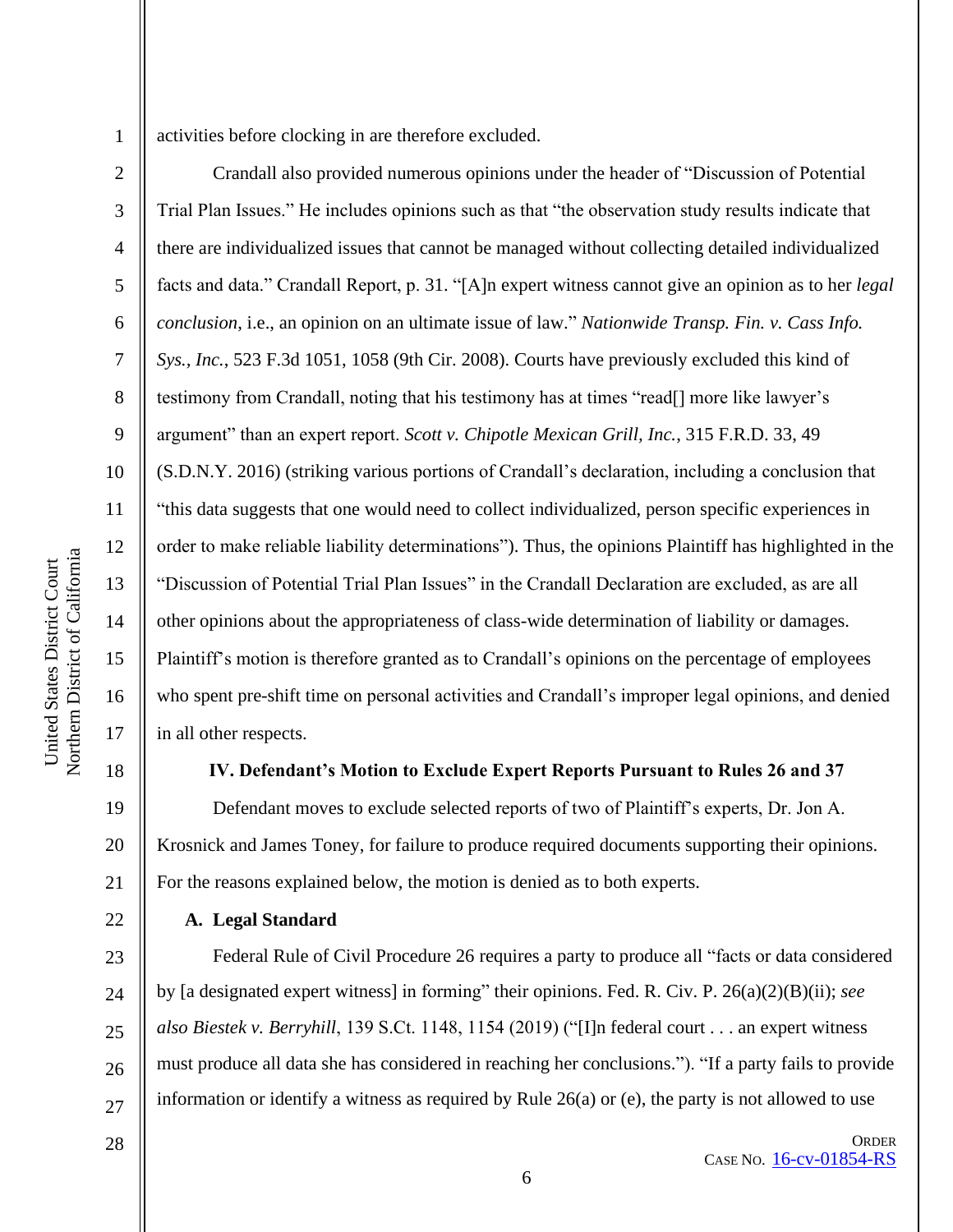activities before clocking in are therefore excluded.

Crandall also provided numerous opinions under the header of "Discussion of Potential Trial Plan Issues." He includes opinions such as that "the observation study results indicate that there are individualized issues that cannot be managed without collecting detailed individualized facts and data." Crandall Report, p. 31. "[A]n expert witness cannot give an opinion as to her *legal conclusion*, i.e., an opinion on an ultimate issue of law." *Nationwide Transp. Fin. v. Cass Info. Sys., Inc.*, 523 F.3d 1051, 1058 (9th Cir. 2008). Courts have previously excluded this kind of testimony from Crandall, noting that his testimony has at times "read[] more like lawyer's argument" than an expert report. *Scott v. Chipotle Mexican Grill, Inc.*, 315 F.R.D. 33, 49 (S.D.N.Y. 2016) (striking various portions of Crandall's declaration, including a conclusion that "this data suggests that one would need to collect individualized, person specific experiences in order to make reliable liability determinations"). Thus, the opinions Plaintiff has highlighted in the "Discussion of Potential Trial Plan Issues" in the Crandall Declaration are excluded, as are all other opinions about the appropriateness of class-wide determination of liability or damages. Plaintiff's motion is therefore granted as to Crandall's opinions on the percentage of employees who spent pre-shift time on personal activities and Crandall's improper legal opinions, and denied in all other respects.

## IV. Defendant's Motion to Exclude Expert Reports Pursuant to Rules 26 and 37

Defendant moves to exclude selected reports of two of Plaintiff's experts, Dr. Jon A. Krosnick and James Toney, for failure to produce required documents supporting their opinions. For the reasons explained below, the motion is denied as to both experts.

### A. Legal Standard

Federal Rule of Civil Procedure 26 requires a party to produce all "facts or data considered by [a designated expert witness] in forming" their opinions. Fed. R. Civ. P. 26(a)(2)(B)(ii); *see also Biestek v. Berryhill*, 139 S.Ct. 1148, 1154 (2019) ("[I]n federal court . . . an expert witness must produce all data she has considered in reaching her conclusions."). "If a party fails to provide information or identify a witness as required by Rule 26(a) or (e), the party is not allowed to use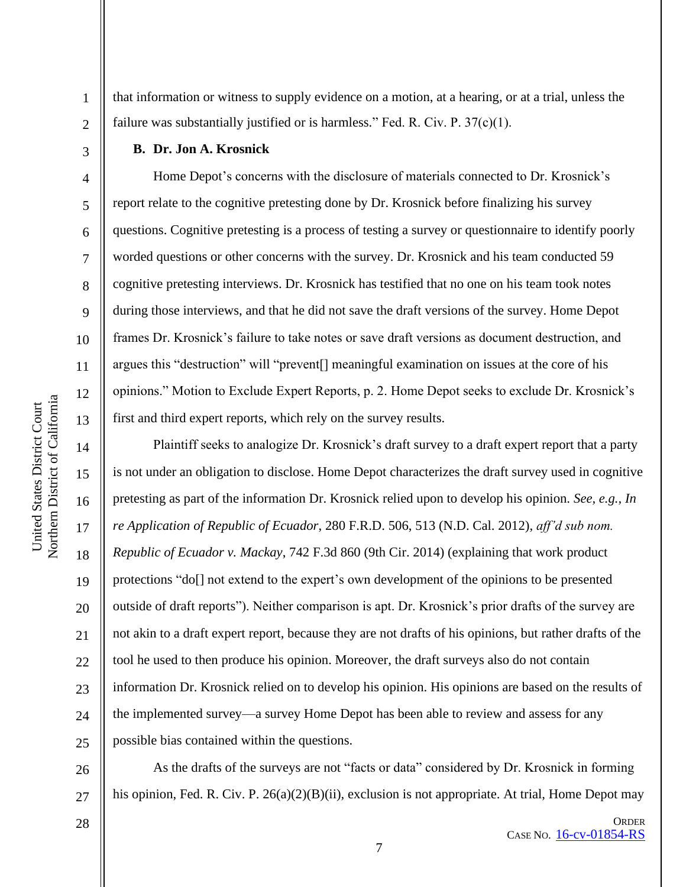that information or witness to supply evidence on a motion, at a hearing, or at a trial, unless the failure was substantially justified or is harmless." Fed. R. Civ. P. 37(c)(1).

**B. Dr. Jon A. Krosnick**

Home Depot's concerns with the disclosure of materials connected to Dr. Krosnick's report relate to the cognitive pretesting done by Dr. Krosnick before finalizing his survey questions. Cognitive pretesting is a process of testing a survey or questionnaire to identify poorly worded questions or other concerns with the survey. Dr. Krosnick and his team conducted 59 cognitive pretesting interviews. Dr. Krosnick has testified that no one on his team took notes during those interviews, and that he did not save the draft versions of the survey. Home Depot frames Dr. Krosnick's failure to take notes or save draft versions as document destruction, and argues this "destruction" will "prevent[] meaningful examination on issues at the core of his opinions." Motion to Exclude Expert Reports, p. 2. Home Depot seeks to exclude Dr. Krosnick's first and third expert reports, which rely on the survey results.

Plaintiff seeks to analogize Dr. Krosnick's draft survey to a draft expert report that a party is not under an obligation to disclose. Home Depot characterizes the draft survey used in cognitive pretesting as part of the information Dr. Krosnick relied upon to develop his opinion. *See, e.g., In re Application of Republic of Ecuador*, 280 F.R.D. 506, 513 (N.D. Cal. 2012), *aff'd sub nom. Republic of Ecuador v. Mackay*, 742 F.3d 860 (9th Cir. 2014) (explaining that work product protections "do[] not extend to the expert's own development of the opinions to be presented outside of draft reports"). Neither comparison is apt. Dr. Krosnick's prior drafts of the survey are not akin to a draft expert report, because they are not drafts of his opinions, but rather drafts of the tool he used to then produce his opinion. Moreover, the draft surveys also do not contain information Dr. Krosnick relied on to develop his opinion. His opinions are based on the results of the implemented survey—a survey Home Depot has been able to review and assess for any possible bias contained within the questions.

As the drafts of the surveys are not "facts or data" considered by Dr. Krosnick in forming his opinion, Fed. R. Civ. P. 26(a)(2)(B)(ii), exclusion is not appropriate. At trial, Home Depot may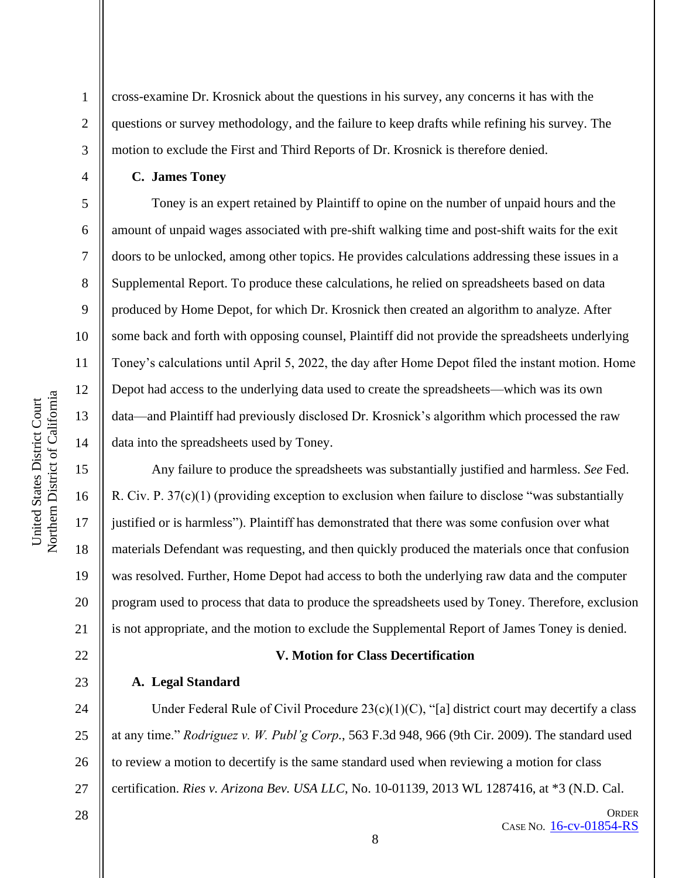cross-examine Dr. Krosnick about the questions in his survey, any concerns it has with the questions or survey methodology, and the failure to keep drafts while refining his survey. The motion to exclude the First and Third Reports of Dr. Krosnick is therefore denied.

### C. James Toney

Toney is an expert retained by Plaintiff to opine on the number of unpaid hours and the amount of unpaid wages associated with pre-shift walking time and post-shift waits for the exit doors to be unlocked, among other topics. He provides calculations addressing these issues in a Supplemental Report. To produce these calculations, he relied on spreadsheets based on data produced by Home Depot, for which Dr. Krosnick then created an algorithm to analyze. After some back and forth with opposing counsel, Plaintiff did not provide the spreadsheets underlying Toney's calculations until April 5, 2022, the day after Home Depot filed the instant motion. Home Depot had access to the underlying data used to create the spreadsheets—which was its own data—and Plaintiff had previously disclosed Dr. Krosnick's algorithm which processed the raw data into the spreadsheets used by Toney.

Any failure to produce the spreadsheets was substantially justified and harmless. *See* Fed. R. Civ. P. 37(c)(1) (providing exception to exclusion when failure to disclose "was substantially justified or is harmless"). Plaintiff has demonstrated that there was some confusion over what materials Defendant was requesting, and then quickly produced the materials once that confusion was resolved. Further, Home Depot had access to both the underlying raw data and the computer program used to process that data to produce the spreadsheets used by Toney. Therefore, exclusion is not appropriate, and the motion to exclude the Supplemental Report of James Toney is denied.

## V. Motion for Class Decertification

### A. Legal Standard

Under Federal Rule of Civil Procedure 23(c)(1)(C), "[a] district court may decertify a class at any time." *Rodriguez v. W. Publ'g Corp.*, 563 F.3d 948, 966 (9th Cir. 2009). The standard used to review a motion to decertify is the same standard used when reviewing a motion for class certification. *Ries v. Arizona Bev. USA LLC*, No. 10-01139, 2013 WL 1287416, at *3 (N.D. Cal.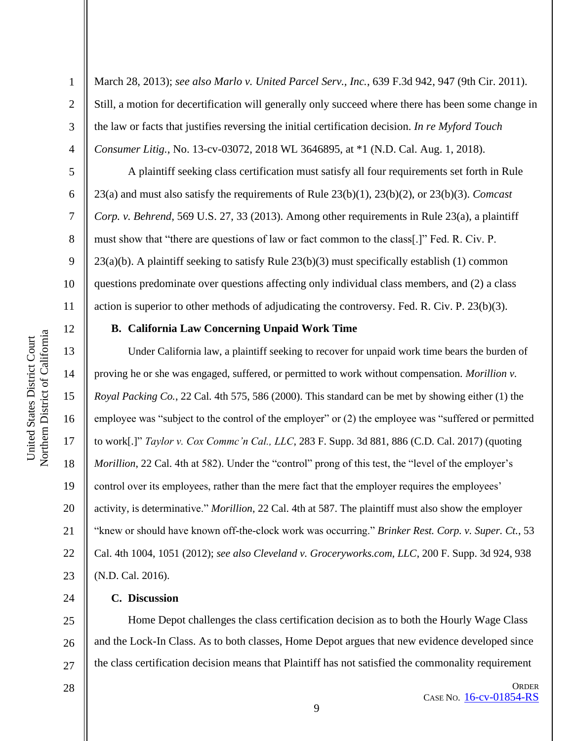March 28, 2013); *see also Marlo v. United Parcel Serv., Inc.*, 639 F.3d 942, 947 (9th Cir. 2011). Still, a motion for decertification will generally only succeed where there has been some change in the law or facts that justifies reversing the initial certification decision. *In re Myford Touch Consumer Litig.*, No. 13-cv-03072, 2018 WL 3646895, at *1 (N.D. Cal. Aug. 1, 2018).

A plaintiff seeking class certification must satisfy all four requirements set forth in Rule 23(a) and must also satisfy the requirements of Rule 23(b)(1), 23(b)(2), or 23(b)(3). *Comcast Corp. v. Behrend*, 569 U.S. 27, 33 (2013). Among other requirements in Rule 23(a), a plaintiff must show that "there are questions of law or fact common to the class[.]" Fed. R. Civ. P. 23(a)(b). A plaintiff seeking to satisfy Rule 23(b)(3) must specifically establish (1) common questions predominate over questions affecting only individual class members, and (2) a class action is superior to other methods of adjudicating the controversy. Fed. R. Civ. P. 23(b)(3).

**B. California Law Concerning Unpaid Work Time**

Under California law, a plaintiff seeking to recover for unpaid work time bears the burden of proving he or she was engaged, suffered, or permitted to work without compensation. *Morillion v. Royal Packing Co.*, 22 Cal. 4th 575, 586 (2000). This standard can be met by showing either (1) the employee was "subject to the control of the employer" or (2) the employee was "suffered or permitted to work[.]" *Taylor v. Cox Commc'n Cal., LLC*, 283 F. Supp. 3d 881, 886 (C.D. Cal. 2017) (quoting *Morillion*, 22 Cal. 4th at 582). Under the "control" prong of this test, the "level of the employer's control over its employees, rather than the mere fact that the employer requires the employees' activity, is determinative." *Morillion*, 22 Cal. 4th at 587. The plaintiff must also show the employer "knew or should have known off-the-clock work was occurring." *Brinker Rest. Corp. v. Super. Ct.*, 53 Cal. 4th 1004, 1051 (2012); *see also Cleveland v. Groceryworks.com, LLC*, 200 F. Supp. 3d 924, 938 (N.D. Cal. 2016).

**C. Discussion**

Home Depot challenges the class certification decision as to both the Hourly Wage Class and the Lock-In Class. As to both classes, Home Depot argues that new evidence developed since the class certification decision means that Plaintiff has not satisfied the commonality requirement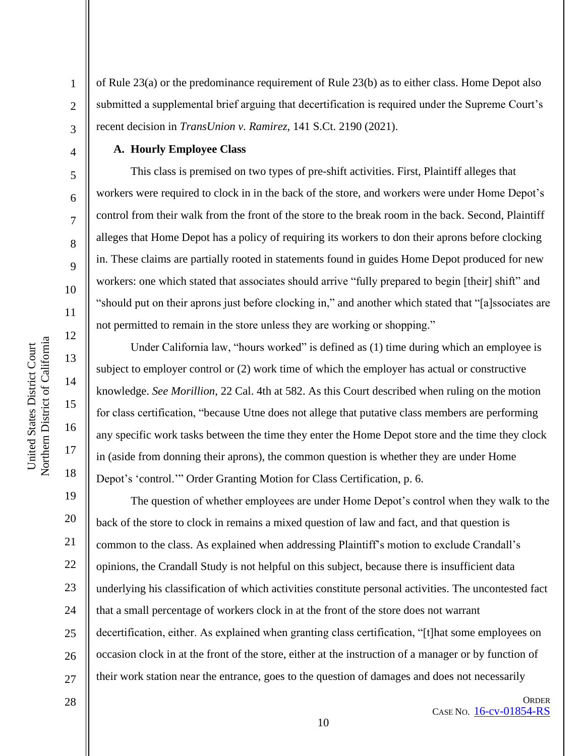of Rule 23(a) or the predominance requirement of Rule 23(b) as to either class. Home Depot also submitted a supplemental brief arguing that decertification is required under the Supreme Court's recent decision in *TransUnion v. Ramirez,* 141 S.Ct. 2190 (2021).

**A. Hourly Employee Class**

This class is premised on two types of pre-shift activities. First, Plaintiff alleges that workers were required to clock in in the back of the store, and workers were under Home Depot's control from their walk from the front of the store to the break room in the back. Second, Plaintiff alleges that Home Depot has a policy of requiring its workers to don their aprons before clocking in. These claims are partially rooted in statements found in guides Home Depot produced for new workers: one which stated that associates should arrive "fully prepared to begin [their] shift" and "should put on their aprons just before clocking in," and another which stated that "[a]ssociates are not permitted to remain in the store unless they are working or shopping."

Under California law, "hours worked" is defined as (1) time during which an employee is subject to employer control or (2) work time of which the employer has actual or constructive knowledge. *See Morillion,* 22 Cal. 4th at 582. As this Court described when ruling on the motion for class certification, "because Utne does not allege that putative class members are performing any specific work tasks between the time they enter the Home Depot store and the time they clock in (aside from donning their aprons), the common question is whether they are under Home Depot's 'control.'" Order Granting Motion for Class Certification, p. 6.

The question of whether employees are under Home Depot's control when they walk to the back of the store to clock in remains a mixed question of law and fact, and that question is common to the class. As explained when addressing Plaintiff's motion to exclude Crandall's opinions, the Crandall Study is not helpful on this subject, because there is insufficient data underlying his classification of which activities constitute personal activities. The uncontested fact that a small percentage of workers clock in at the front of the store does not warrant decertification, either. As explained when granting class certification, "[t]hat some employees on occasion clock in at the front of the store, either at the instruction of a manager or by function of their work station near the entrance, goes to the question of damages and does not necessarily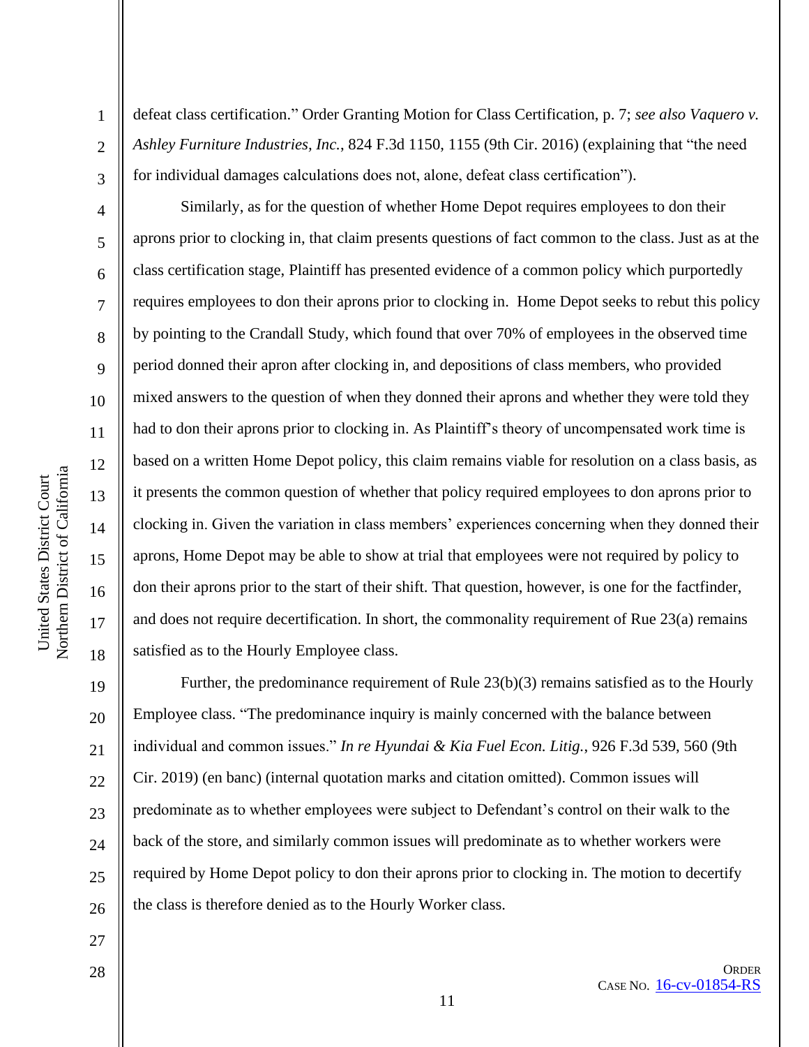defeat class certification." Order Granting Motion for Class Certification, p. 7; *see also Vaquero v. Ashley Furniture Industries, Inc.*, 824 F.3d 1150, 1155 (9th Cir. 2016) (explaining that "the need for individual damages calculations does not, alone, defeat class certification").

Similarly, as for the question of whether Home Depot requires employees to don their aprons prior to clocking in, that claim presents questions of fact common to the class. Just as at the class certification stage, Plaintiff has presented evidence of a common policy which purportedly requires employees to don their aprons prior to clocking in. Home Depot seeks to rebut this policy by pointing to the Crandall Study, which found that over 70% of employees in the observed time period donned their apron after clocking in, and depositions of class members, who provided mixed answers to the question of when they donned their aprons and whether they were told they had to don their aprons prior to clocking in. As Plaintiff's theory of uncompensated work time is based on a written Home Depot policy, this claim remains viable for resolution on a class basis, as it presents the common question of whether that policy required employees to don aprons prior to clocking in. Given the variation in class members' experiences concerning when they donned their aprons, Home Depot may be able to show at trial that employees were not required by policy to don their aprons prior to the start of their shift. That question, however, is one for the factfinder, and does not require decertification. In short, the commonality requirement of Rue 23(a) remains satisfied as to the Hourly Employee class.

Further, the predominance requirement of Rule 23(b)(3) remains satisfied as to the Hourly Employee class. "The predominance inquiry is mainly concerned with the balance between individual and common issues." *In re Hyundai & Kia Fuel Econ. Litig.*, 926 F.3d 539, 560 (9th Cir. 2019) (en banc) (internal quotation marks and citation omitted). Common issues will predominate as to whether employees were subject to Defendant's control on their walk to the back of the store, and similarly common issues will predominate as to whether workers were required by Home Depot policy to don their aprons prior to clocking in. The motion to decertify the class is therefore denied as to the Hourly Worker class.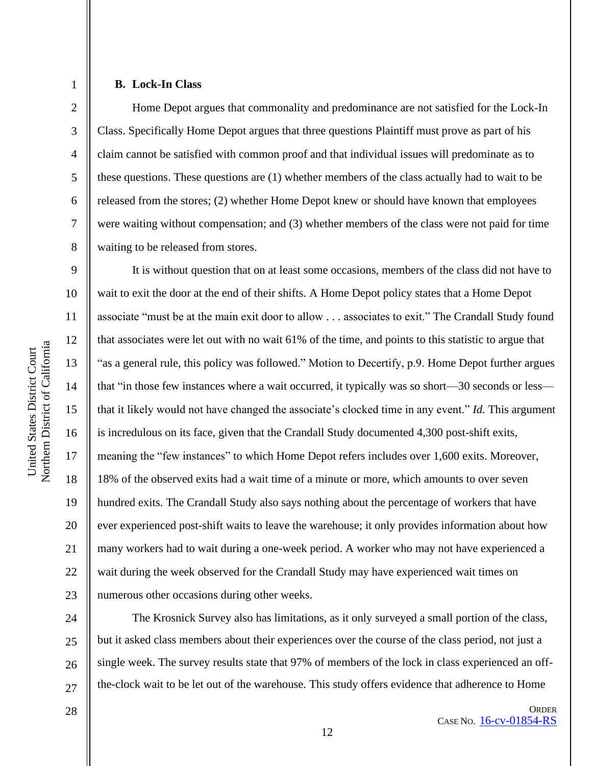### B. Lock-In Class

Home Depot argues that commonality and predominance are not satisfied for the Lock-In Class. Specifically Home Depot argues that three questions Plaintiff must prove as part of his claim cannot be satisfied with common proof and that individual issues will predominate as to these questions. These questions are (1) whether members of the class actually had to wait to be released from the stores; (2) whether Home Depot knew or should have known that employees were waiting without compensation; and (3) whether members of the class were not paid for time waiting to be released from stores.

It is without question that on at least some occasions, members of the class did not have to wait to exit the door at the end of their shifts. A Home Depot policy states that a Home Depot associate "must be at the main exit door to allow . . . associates to exit." The Crandall Study found that associates were let out with no wait 61% of the time, and points to this statistic to argue that "as a general rule, this policy was followed." Motion to Decertify, p.9. Home Depot further argues that "in those few instances where a wait occurred, it typically was so short—30 seconds or less—that it likely would not have changed the associate's clocked time in any event." *Id.* This argument is incredulous on its face, given that the Crandall Study documented 4,300 post-shift exits, meaning the "few instances" to which Home Depot refers includes over 1,600 exits. Moreover, 18% of the observed exits had a wait time of a minute or more, which amounts to over seven hundred exits. The Crandall Study also says nothing about the percentage of workers that have ever experienced post-shift waits to leave the warehouse; it only provides information about how many workers had to wait during a one-week period. A worker who may not have experienced a wait during the week observed for the Crandall Study may have experienced wait times on numerous other occasions during other weeks.

The Krosnick Survey also has limitations, as it only surveyed a small portion of the class, but it asked class members about their experiences over the course of the class period, not just a single week. The survey results state that 97% of members of the lock in class experienced an off-the-clock wait to be let out of the warehouse. This study offers evidence that adherence to Home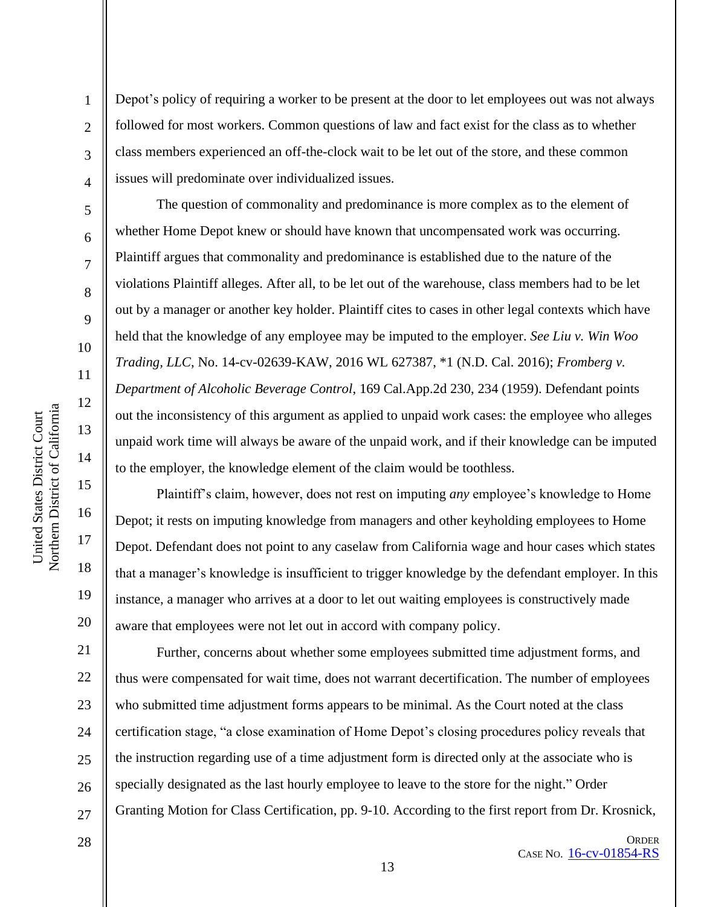Depot's policy of requiring a worker to be present at the door to let employees out was not always followed for most workers. Common questions of law and fact exist for the class as to whether class members experienced an off-the-clock wait to be let out of the store, and these common issues will predominate over individualized issues.

The question of commonality and predominance is more complex as to the element of whether Home Depot knew or should have known that uncompensated work was occurring. Plaintiff argues that commonality and predominance is established due to the nature of the violations Plaintiff alleges. After all, to be let out of the warehouse, class members had to be let out by a manager or another key holder. Plaintiff cites to cases in other legal contexts which have held that the knowledge of any employee may be imputed to the employer. *See Liu v. Win Woo Trading, LLC*, No. 14-cv-02639-KAW, 2016 WL 627387, *1 (N.D. Cal. 2016); *Fromberg v. Department of Alcoholic Beverage Control*, 169 Cal.App.2d 230, 234 (1959). Defendant points out the inconsistency of this argument as applied to unpaid work cases: the employee who alleges unpaid work time will always be aware of the unpaid work, and if their knowledge can be imputed to the employer, the knowledge element of the claim would be toothless.

Plaintiff's claim, however, does not rest on imputing *any* employee's knowledge to Home Depot; it rests on imputing knowledge from managers and other keyholding employees to Home Depot. Defendant does not point to any caselaw from California wage and hour cases which states that a manager's knowledge is insufficient to trigger knowledge by the defendant employer. In this instance, a manager who arrives at a door to let out waiting employees is constructively made aware that employees were not let out in accord with company policy.

Further, concerns about whether some employees submitted time adjustment forms, and thus were compensated for wait time, does not warrant decertification. The number of employees who submitted time adjustment forms appears to be minimal. As the Court noted at the class certification stage, "a close examination of Home Depot's closing procedures policy reveals that the instruction regarding use of a time adjustment form is directed only at the associate who is specially designated as the last hourly employee to leave to the store for the night." Order Granting Motion for Class Certification, pp. 9-10. According to the first report from Dr. Krosnick,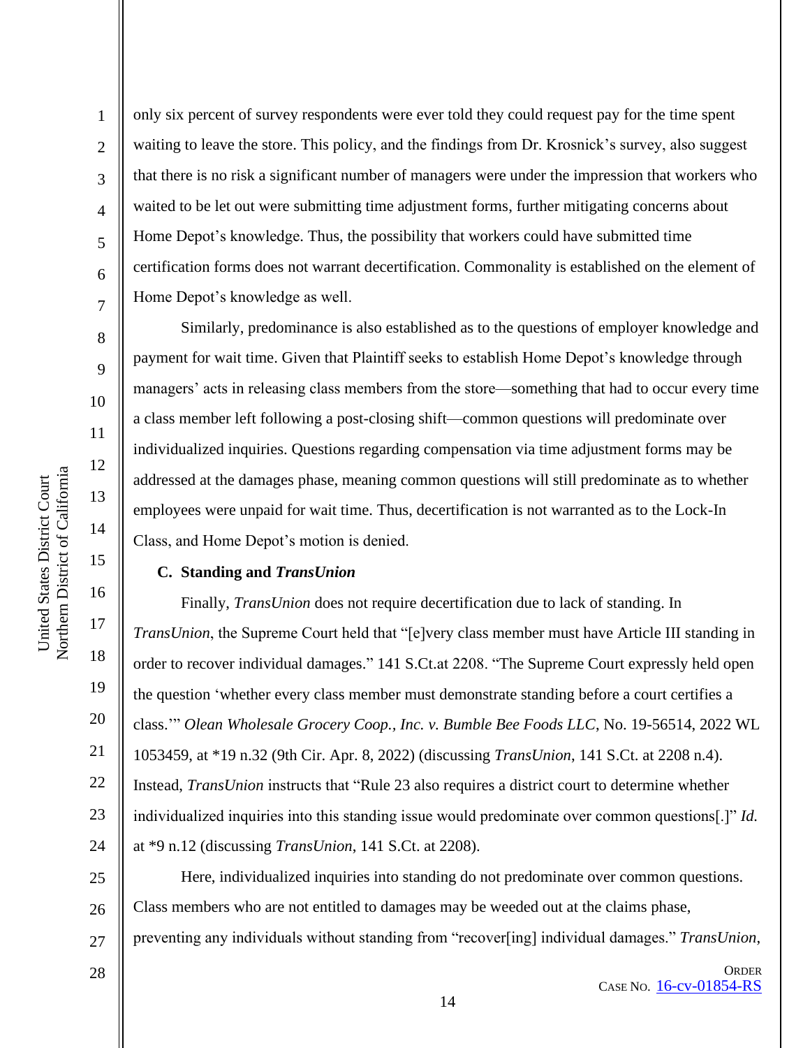only six percent of survey respondents were ever told they could request pay for the time spent waiting to leave the store. This policy, and the findings from Dr. Krosnick's survey, also suggest that there is no risk a significant number of managers were under the impression that workers who waited to be let out were submitting time adjustment forms, further mitigating concerns about Home Depot's knowledge. Thus, the possibility that workers could have submitted time certification forms does not warrant decertification. Commonality is established on the element of Home Depot's knowledge as well.

Similarly, predominance is also established as to the questions of employer knowledge and payment for wait time. Given that Plaintiff seeks to establish Home Depot's knowledge through managers' acts in releasing class members from the store—something that had to occur every time a class member left following a post-closing shift—common questions will predominate over individualized inquiries. Questions regarding compensation via time adjustment forms may be addressed at the damages phase, meaning common questions will still predominate as to whether employees were unpaid for wait time. Thus, decertification is not warranted as to the Lock-In Class, and Home Depot's motion is denied.

### C. Standing and *TransUnion*

Finally, *TransUnion* does not require decertification due to lack of standing. In *TransUnion*, the Supreme Court held that "[e]very class member must have Article III standing in order to recover individual damages." 141 S.Ct.at 2208. "The Supreme Court expressly held open the question 'whether every class member must demonstrate standing before a court certifies a class.'" *Olean Wholesale Grocery Coop., Inc. v. Bumble Bee Foods LLC*, No. 19-56514, 2022 WL 1053459, at *19 n.32 (9th Cir. Apr. 8, 2022) (discussing *TransUnion*, 141 S.Ct. at 2208 n.4). Instead, *TransUnion* instructs that "Rule 23 also requires a district court to determine whether individualized inquiries into this standing issue would predominate over common questions[.]" *Id.* at *9 n.12 (discussing *TransUnion*, 141 S.Ct. at 2208).

Here, individualized inquiries into standing do not predominate over common questions. Class members who are not entitled to damages may be weeded out at the claims phase, preventing any individuals without standing from "recover[ing] individual damages." *TransUnion*,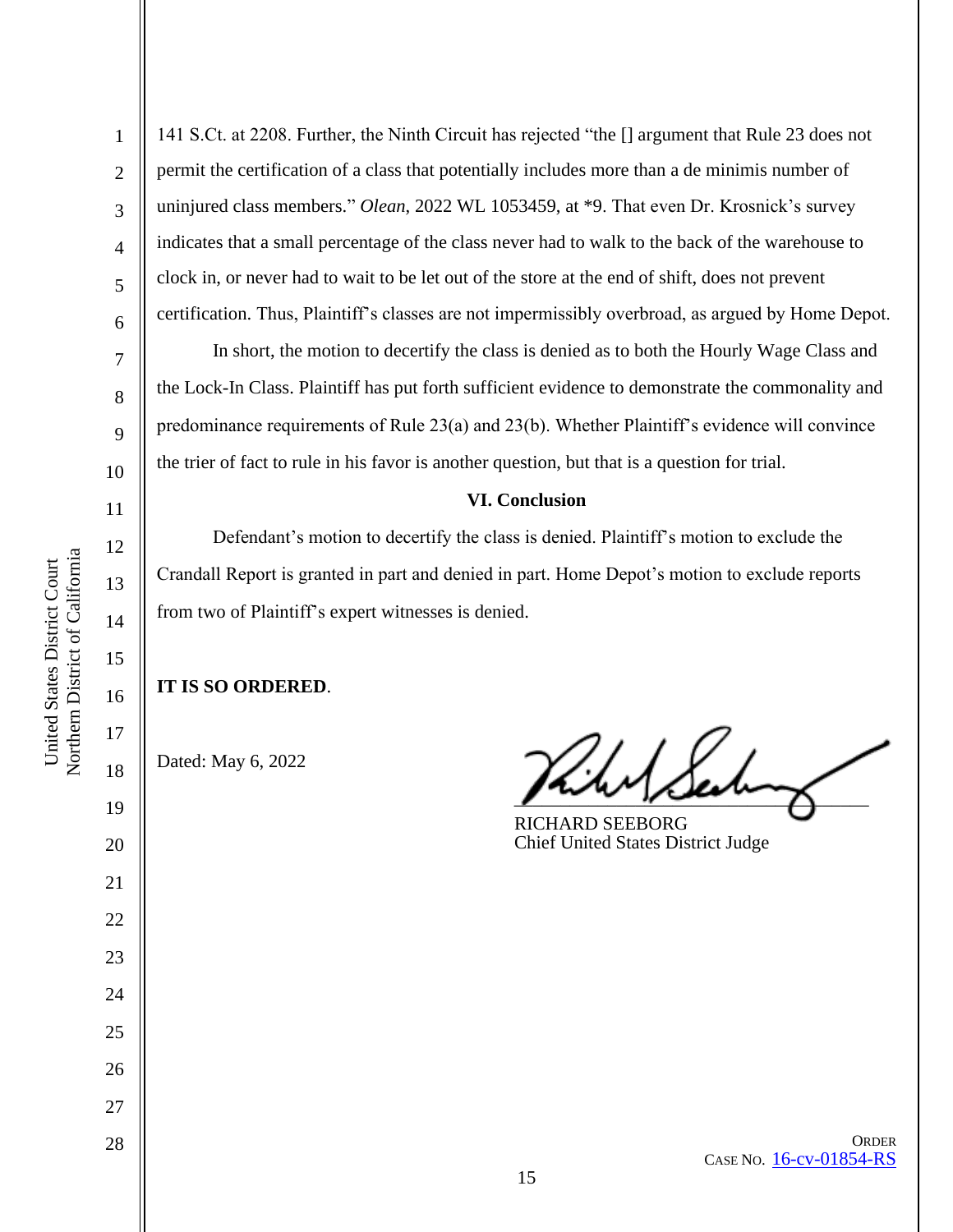141 S.Ct. at 2208. Further, the Ninth Circuit has rejected "the [] argument that Rule 23 does not permit the certification of a class that potentially includes more than a de minimis number of uninjured class members." *Olean*, 2022 WL 1053459, at *9. That even Dr. Krosnick's survey indicates that a small percentage of the class never had to walk to the back of the warehouse to clock in, or never had to wait to be let out of the store at the end of shift, does not prevent certification. Thus, Plaintiff's classes are not impermissibly overbroad, as argued by Home Depot.

In short, the motion to decertify the class is denied as to both the Hourly Wage Class and the Lock-In Class. Plaintiff has put forth sufficient evidence to demonstrate the commonality and predominance requirements of Rule 23(a) and 23(b). Whether Plaintiff's evidence will convince the trier of fact to rule in his favor is another question, but that is a question for trial.

## VI. Conclusion

Defendant's motion to decertify the class is denied. Plaintiff's motion to exclude the Crandall Report is granted in part and denied in part. Home Depot's motion to exclude reports from two of Plaintiff's expert witnesses is denied.

**IT IS SO ORDERED**.

Dated: May 6, 2022

RICHARD SEEBORG
Chief United States District Judge

ORDER
CASE NO. 16-cv-01854-RS